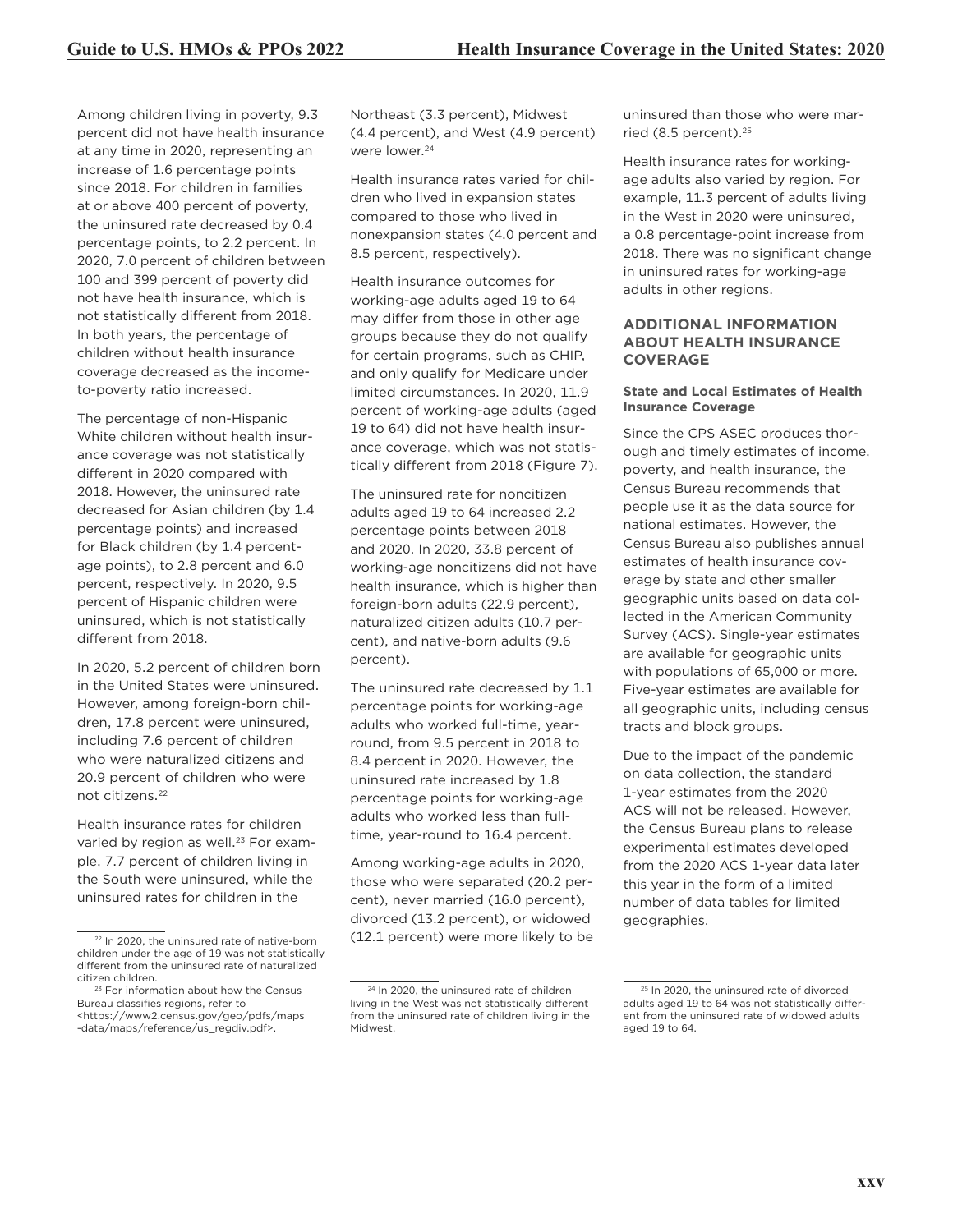Among children living in poverty, 9.3 percent did not have health insurance at any time in 2020, representing an increase of 1.6 percentage points since 2018. For children in families at or above 400 percent of poverty, the uninsured rate decreased by 0.4 percentage points, to 2.2 percent. In 2020, 7.0 percent of children between 100 and 399 percent of poverty did not have health insurance, which is not statistically different from 2018. In both years, the percentage of children without health insurance coverage decreased as the income-to-poverty ratio increased.

The percentage of non-Hispanic White children without health insurance coverage was not statistically different in 2020 compared with 2018. However, the uninsured rate decreased for Asian children (by 1.4 percentage points) and increased for Black children (by 1.4 percentage points), to 2.8 percent and 6.0 percent, respectively. In 2020, 9.5 percent of Hispanic children were uninsured, which is not statistically different from 2018.

In 2020, 5.2 percent of children born in the United States were uninsured. However, among foreign-born children, 17.8 percent were uninsured, including 7.6 percent of children who were naturalized citizens and 20.9 percent of children who were not citizens.[22]

Health insurance rates for children varied by region as well.[23] For example, 7.7 percent of children living in the South were uninsured, while the uninsured rates for children in the Northeast (3.3 percent), Midwest (4.4 percent), and West (4.9 percent) were lower.[24]

Health insurance rates varied for children who lived in expansion states compared to those who lived in nonexpansion states (4.0 percent and 8.5 percent, respectively).

Health insurance outcomes for working-age adults aged 19 to 64 may differ from those in other age groups because they do not qualify for certain programs, such as CHIP, and only qualify for Medicare under limited circumstances. In 2020, 11.9 percent of working-age adults (aged 19 to 64) did not have health insurance coverage, which was not statistically different from 2018 (Figure 7).

The uninsured rate for noncitizen adults aged 19 to 64 increased 2.2 percentage points between 2018 and 2020. In 2020, 33.8 percent of working-age noncitizens did not have health insurance, which is higher than foreign-born adults (22.9 percent), naturalized citizen adults (10.7 percent), and native-born adults (9.6 percent).

The uninsured rate decreased by 1.1 percentage points for working-age adults who worked full-time, year-round, from 9.5 percent in 2018 to 8.4 percent in 2020. However, the uninsured rate increased by 1.8 percentage points for working-age adults who worked less than full-time, year-round to 16.4 percent.

Among working-age adults in 2020, those who were separated (20.2 percent), never married (16.0 percent), divorced (13.2 percent), or widowed (12.1 percent) were more likely to be uninsured than those who were married (8.5 percent).[25]

Health insurance rates for working-age adults also varied by region. For example, 11.3 percent of adults living in the West in 2020 were uninsured, a 0.8 percentage-point increase from 2018. There was no significant change in uninsured rates for working-age adults in other regions.

## ADDITIONAL INFORMATION ABOUT HEALTH INSURANCE COVERAGE

### State and Local Estimates of Health Insurance Coverage

Since the CPS ASEC produces thorough and timely estimates of income, poverty, and health insurance, the Census Bureau recommends that people use it as the data source for national estimates. However, the Census Bureau also publishes annual estimates of health insurance coverage by state and other smaller geographic units based on data collected in the American Community Survey (ACS). Single-year estimates are available for geographic units with populations of 65,000 or more. Five-year estimates are available for all geographic units, including census tracts and block groups.

Due to the impact of the pandemic on data collection, the standard 1-year estimates from the 2020 ACS will not be released. However, the Census Bureau plans to release experimental estimates developed from the 2020 ACS 1-year data later this year in the form of a limited number of data tables for limited geographies.

---

[22] In 2020, the uninsured rate of native-born children under the age of 19 was not statistically different from the uninsured rate of naturalized citizen children.

[23] For information about how the Census Bureau classifies regions, refer to <https://www2.census.gov/geo/pdfs/maps-data/maps/reference/us_regdiv.pdf>.

[24] In 2020, the uninsured rate of children living in the West was not statistically different from the uninsured rate of children living in the Midwest.

[25] In 2020, the uninsured rate of divorced adults aged 19 to 64 was not statistically different from the uninsured rate of widowed adults aged 19 to 64.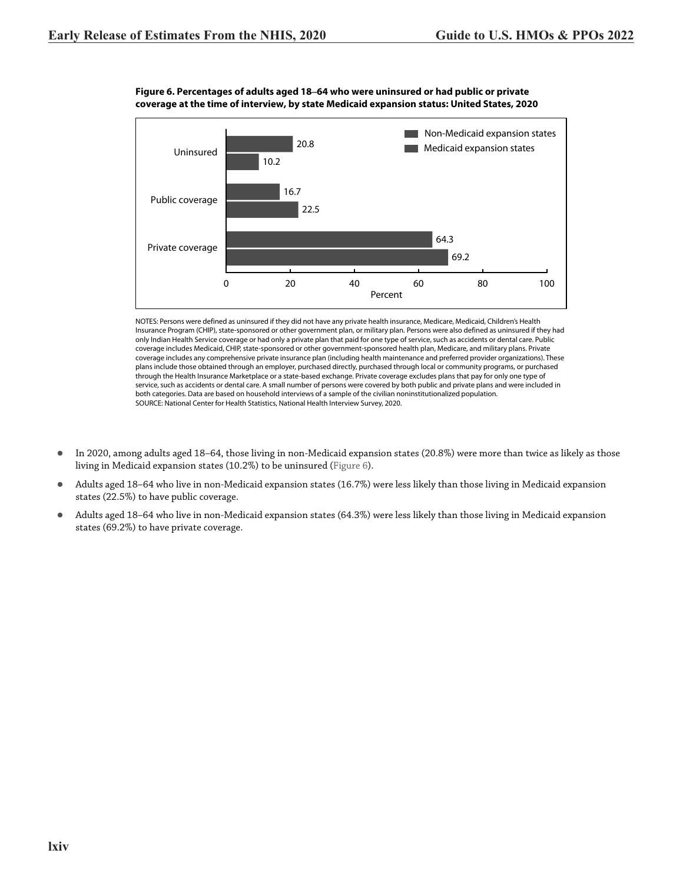**Figure 6. Percentages of adults aged 18–64 who were uninsured or had public or private coverage at the time of interview, by state Medicaid expansion status: United States, 2020**

| | Non-Medicaid expansion states | Medicaid expansion states |
|---|---|---|
| Uninsured | 20.8 | 10.2 |
| Public coverage | 16.7 | 22.5 |
| Private coverage | 64.3 | 69.2 |

NOTES: Persons were defined as uninsured if they did not have any private health insurance, Medicare, Medicaid, Children's Health Insurance Program (CHIP), state-sponsored or other government plan, or military plan. Persons were also defined as uninsured if they had only Indian Health Service coverage or had only a private plan that paid for one type of service, such as accidents or dental care. Public coverage includes Medicaid, CHIP, state-sponsored or other government-sponsored health plan, Medicare, and military plans. Private coverage includes any comprehensive private insurance plan (including health maintenance and preferred provider organizations). These plans include those obtained through an employer, purchased directly, purchased through local or community programs, or purchased through the Health Insurance Marketplace or a state-based exchange. Private coverage excludes plans that pay for only one type of service, such as accidents or dental care. A small number of persons were covered by both public and private plans and were included in both categories. Data are based on household interviews of a sample of the civilian noninstitutionalized population.
SOURCE: National Center for Health Statistics, National Health Interview Survey, 2020.

- In 2020, among adults aged 18–64, those living in non-Medicaid expansion states (20.8%) were more than twice as likely as those living in Medicaid expansion states (10.2%) to be uninsured (Figure 6).
- Adults aged 18–64 who live in non-Medicaid expansion states (16.7%) were less likely than those living in Medicaid expansion states (22.5%) to have public coverage.
- Adults aged 18–64 who live in non-Medicaid expansion states (64.3%) were less likely than those living in Medicaid expansion states (69.2%) to have private coverage.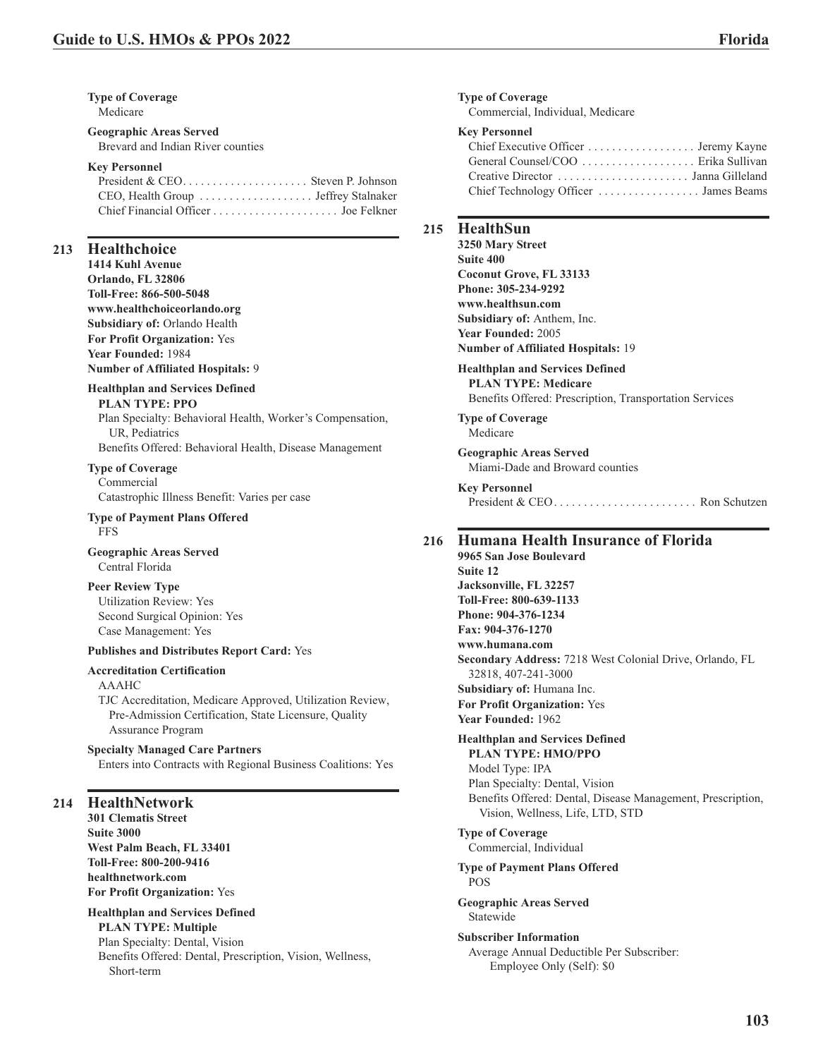**Type of Coverage**
Medicare

**Geographic Areas Served**
Brevard and Indian River counties

**Key Personnel**
President & CEO. . . . . . . . . . . . . . . . . . . . . Steven P. Johnson
CEO, Health Group . . . . . . . . . . . . . . . . . . . Jeffrey Stalnaker
Chief Financial Officer . . . . . . . . . . . . . . . . . . . . . Joe Felkner

## 213 Healthchoice

**1414 Kuhl Avenue**
**Orlando, FL 32806**
**Toll-Free: 866-500-5048**
**www.healthchoiceorlando.org**
**Subsidiary of:** Orlando Health
**For Profit Organization:** Yes
**Year Founded:** 1984
**Number of Affiliated Hospitals:** 9

**Healthplan and Services Defined**
**PLAN TYPE: PPO**
Plan Specialty: Behavioral Health, Worker's Compensation, UR, Pediatrics
Benefits Offered: Behavioral Health, Disease Management

**Type of Coverage**
Commercial
Catastrophic Illness Benefit: Varies per case

**Type of Payment Plans Offered**
FFS

**Geographic Areas Served**
Central Florida

**Peer Review Type**
Utilization Review: Yes
Second Surgical Opinion: Yes
Case Management: Yes

**Publishes and Distributes Report Card:** Yes

**Accreditation Certification**
AAAHC
TJC Accreditation, Medicare Approved, Utilization Review, Pre-Admission Certification, State Licensure, Quality Assurance Program

**Specialty Managed Care Partners**
Enters into Contracts with Regional Business Coalitions: Yes

## 214 HealthNetwork

**301 Clematis Street**
**Suite 3000**
**West Palm Beach, FL 33401**
**Toll-Free: 800-200-9416**
**healthnetwork.com**
**For Profit Organization:** Yes

**Healthplan and Services Defined**
**PLAN TYPE: Multiple**
Plan Specialty: Dental, Vision
Benefits Offered: Dental, Prescription, Vision, Wellness, Short-term

**Type of Coverage**
Commercial, Individual, Medicare

**Key Personnel**
Chief Executive Officer . . . . . . . . . . . . . . . . . . Jeremy Kayne
General Counsel/COO . . . . . . . . . . . . . . . . . . Erika Sullivan
Creative Director . . . . . . . . . . . . . . . . . . . . . . Janna Gilleland
Chief Technology Officer . . . . . . . . . . . . . . . . . James Beams

## 215 HealthSun

**3250 Mary Street**
**Suite 400**
**Coconut Grove, FL 33133**
**Phone: 305-234-9292**
**www.healthsun.com**
**Subsidiary of:** Anthem, Inc.
**Year Founded:** 2005
**Number of Affiliated Hospitals:** 19

**Healthplan and Services Defined**
**PLAN TYPE: Medicare**
Benefits Offered: Prescription, Transportation Services

**Type of Coverage**
Medicare

**Geographic Areas Served**
Miami-Dade and Broward counties

**Key Personnel**
President & CEO. . . . . . . . . . . . . . . . . . . . . . . . Ron Schutzen

## 216 Humana Health Insurance of Florida

**9965 San Jose Boulevard**
**Suite 12**
**Jacksonville, FL 32257**
**Toll-Free: 800-639-1133**
**Phone: 904-376-1234**
**Fax: 904-376-1270**
**www.humana.com**
**Secondary Address:** 7218 West Colonial Drive, Orlando, FL 32818, 407-241-3000
**Subsidiary of:** Humana Inc.
**For Profit Organization:** Yes
**Year Founded:** 1962

**Healthplan and Services Defined**
**PLAN TYPE: HMO/PPO**
Model Type: IPA
Plan Specialty: Dental, Vision
Benefits Offered: Dental, Disease Management, Prescription, Vision, Wellness, Life, LTD, STD

**Type of Coverage**
Commercial, Individual

**Type of Payment Plans Offered**
POS

**Geographic Areas Served**
Statewide

**Subscriber Information**
Average Annual Deductible Per Subscriber:
Employee Only (Self): $0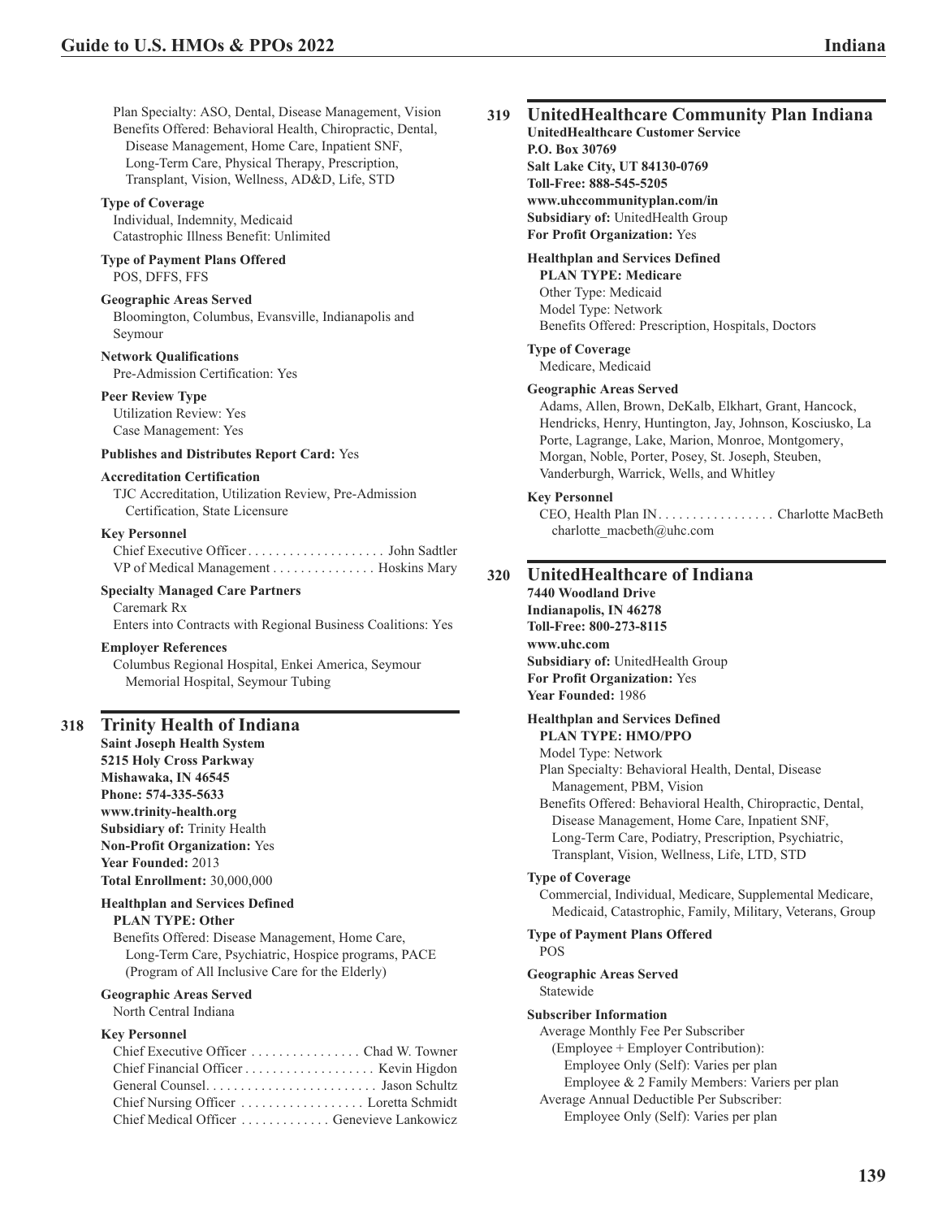Plan Specialty: ASO, Dental, Disease Management, Vision
Benefits Offered: Behavioral Health, Chiropractic, Dental, Disease Management, Home Care, Inpatient SNF, Long-Term Care, Physical Therapy, Prescription, Transplant, Vision, Wellness, AD&D, Life, STD

**Type of Coverage**
Individual, Indemnity, Medicaid
Catastrophic Illness Benefit: Unlimited

**Type of Payment Plans Offered**
POS, DFFS, FFS

**Geographic Areas Served**
Bloomington, Columbus, Evansville, Indianapolis and Seymour

**Network Qualifications**
Pre-Admission Certification: Yes

**Peer Review Type**
Utilization Review: Yes
Case Management: Yes

**Publishes and Distributes Report Card:** Yes

**Accreditation Certification**
TJC Accreditation, Utilization Review, Pre-Admission Certification, State Licensure

**Key Personnel**
Chief Executive Officer . . . . . . . . . . . . . . . . . . . . John Sadtler
VP of Medical Management . . . . . . . . . . . . . . . Hoskins Mary

**Specialty Managed Care Partners**
Caremark Rx
Enters into Contracts with Regional Business Coalitions: Yes

**Employer References**
Columbus Regional Hospital, Enkei America, Seymour Memorial Hospital, Seymour Tubing

## 318 Trinity Health of Indiana

**Saint Joseph Health System**
**5215 Holy Cross Parkway**
**Mishawaka, IN 46545**
**Phone: 574-335-5633**
**www.trinity-health.org**
**Subsidiary of:** Trinity Health
**Non-Profit Organization:** Yes
**Year Founded:** 2013
**Total Enrollment:** 30,000,000

**Healthplan and Services Defined**
**PLAN TYPE: Other**
Benefits Offered: Disease Management, Home Care, Long-Term Care, Psychiatric, Hospice programs, PACE (Program of All Inclusive Care for the Elderly)

**Geographic Areas Served**
North Central Indiana

**Key Personnel**
Chief Executive Officer . . . . . . . . . . . . . . . . Chad W. Towner
Chief Financial Officer . . . . . . . . . . . . . . . . . . . Kevin Higdon
General Counsel. . . . . . . . . . . . . . . . . . . . . . . . . Jason Schultz
Chief Nursing Officer . . . . . . . . . . . . . . . . . . Loretta Schmidt
Chief Medical Officer . . . . . . . . . . . . . Genevieve Lankowicz

## 319 UnitedHealthcare Community Plan Indiana

**UnitedHealthcare Customer Service**
**P.O. Box 30769**
**Salt Lake City, UT 84130-0769**
**Toll-Free: 888-545-5205**
**www.uhccommunityplan.com/in**
**Subsidiary of:** UnitedHealth Group
**For Profit Organization:** Yes

**Healthplan and Services Defined**
**PLAN TYPE: Medicare**
Other Type: Medicaid
Model Type: Network
Benefits Offered: Prescription, Hospitals, Doctors

**Type of Coverage**
Medicare, Medicaid

**Geographic Areas Served**
Adams, Allen, Brown, DeKalb, Elkhart, Grant, Hancock, Hendricks, Henry, Huntington, Jay, Johnson, Kosciusko, La Porte, Lagrange, Lake, Marion, Monroe, Montgomery, Morgan, Noble, Porter, Posey, St. Joseph, Steuben, Vanderburgh, Warrick, Wells, and Whitley

**Key Personnel**
CEO, Health Plan IN . . . . . . . . . . . . . . . . . Charlotte MacBeth
charlotte_macbeth@uhc.com

## 320 UnitedHealthcare of Indiana

**7440 Woodland Drive**
**Indianapolis, IN 46278**
**Toll-Free: 800-273-8115**
**www.uhc.com**
**Subsidiary of:** UnitedHealth Group
**For Profit Organization:** Yes
**Year Founded:** 1986

**Healthplan and Services Defined**
**PLAN TYPE: HMO/PPO**
Model Type: Network
Plan Specialty: Behavioral Health, Dental, Disease Management, PBM, Vision
Benefits Offered: Behavioral Health, Chiropractic, Dental, Disease Management, Home Care, Inpatient SNF, Long-Term Care, Podiatry, Prescription, Psychiatric, Transplant, Vision, Wellness, Life, LTD, STD

**Type of Coverage**
Commercial, Individual, Medicare, Supplemental Medicare, Medicaid, Catastrophic, Family, Military, Veterans, Group

**Type of Payment Plans Offered**
POS

**Geographic Areas Served**
Statewide

**Subscriber Information**
Average Monthly Fee Per Subscriber
(Employee + Employer Contribution):
Employee Only (Self): Varies per plan
Employee & 2 Family Members: Variers per plan
Average Annual Deductible Per Subscriber:
Employee Only (Self): Varies per plan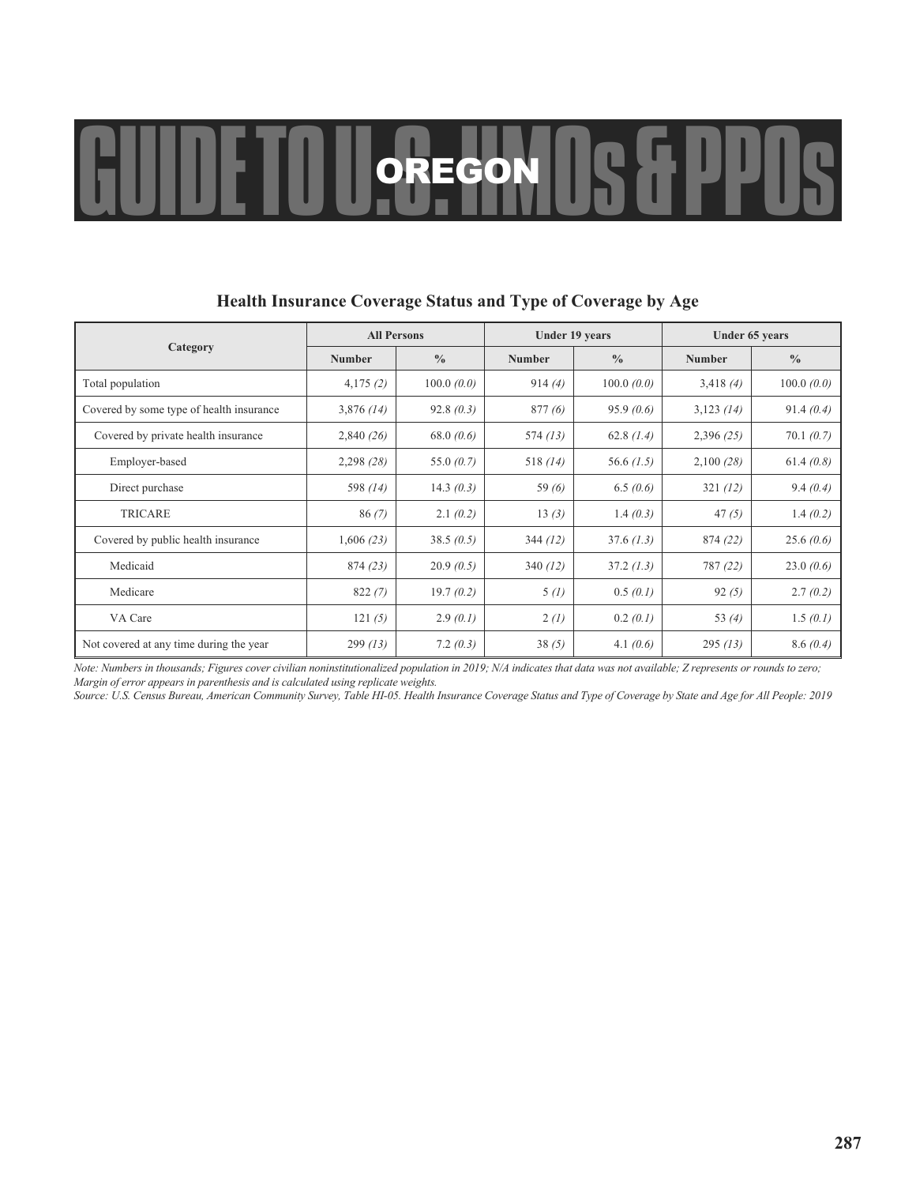# OREGON

## Health Insurance Coverage Status and Type of Coverage by Age

| Category | All Persons | | Under 19 years | | Under 65 years | |
|---|---|---|---|---|---|---|
| | Number | % | Number | % | Number | % |
| Total population | 4,175 *(2)* | 100.0 *(0.0)* | 914 *(4)* | 100.0 *(0.0)* | 3,418 *(4)* | 100.0 *(0.0)* |
| Covered by some type of health insurance | 3,876 *(14)* | 92.8 *(0.3)* | 877 *(6)* | 95.9 *(0.6)* | 3,123 *(14)* | 91.4 *(0.4)* |
| Covered by private health insurance | 2,840 *(26)* | 68.0 *(0.6)* | 574 *(13)* | 62.8 *(1.4)* | 2,396 *(25)* | 70.1 *(0.7)* |
| Employer-based | 2,298 *(28)* | 55.0 *(0.7)* | 518 *(14)* | 56.6 *(1.5)* | 2,100 *(28)* | 61.4 *(0.8)* |
| Direct purchase | 598 *(14)* | 14.3 *(0.3)* | 59 *(6)* | 6.5 *(0.6)* | 321 *(12)* | 9.4 *(0.4)* |
| TRICARE | 86 *(7)* | 2.1 *(0.2)* | 13 *(3)* | 1.4 *(0.3)* | 47 *(5)* | 1.4 *(0.2)* |
| Covered by public health insurance | 1,606 *(23)* | 38.5 *(0.5)* | 344 *(12)* | 37.6 *(1.3)* | 874 *(22)* | 25.6 *(0.6)* |
| Medicaid | 874 *(23)* | 20.9 *(0.5)* | 340 *(12)* | 37.2 *(1.3)* | 787 *(22)* | 23.0 *(0.6)* |
| Medicare | 822 *(7)* | 19.7 *(0.2)* | 5 *(1)* | 0.5 *(0.1)* | 92 *(5)* | 2.7 *(0.2)* |
| VA Care | 121 *(5)* | 2.9 *(0.1)* | 2 *(1)* | 0.2 *(0.1)* | 53 *(4)* | 1.5 *(0.1)* |
| Not covered at any time during the year | 299 *(13)* | 7.2 *(0.3)* | 38 *(5)* | 4.1 *(0.6)* | 295 *(13)* | 8.6 *(0.4)* |

*Note: Numbers in thousands; Figures cover civilian noninstitutionalized population in 2019; N/A indicates that data was not available; Z represents or rounds to zero; Margin of error appears in parenthesis and is calculated using replicate weights.*

*Source: U.S. Census Bureau, American Community Survey, Table HI-05. Health Insurance Coverage Status and Type of Coverage by State and Age for All People: 2019*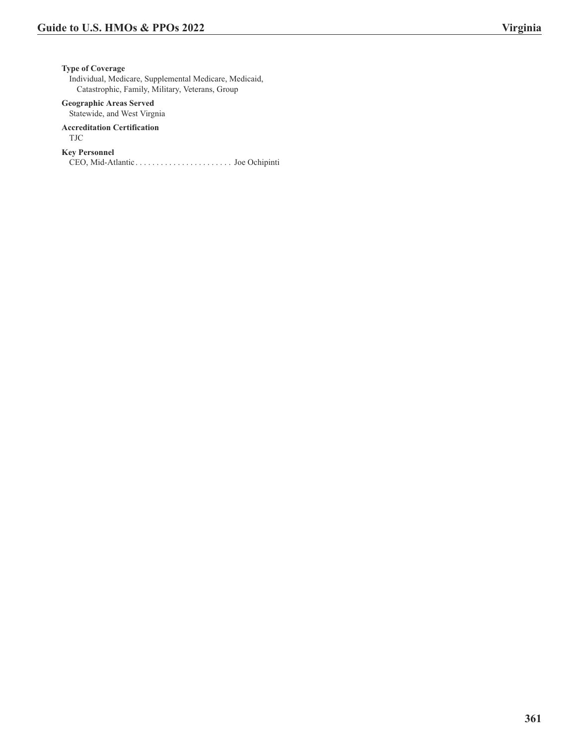**Type of Coverage**
Individual, Medicare, Supplemental Medicare, Medicaid, Catastrophic, Family, Military, Veterans, Group

**Geographic Areas Served**
Statewide, and West Virgnia

**Accreditation Certification**
TJC

**Key Personnel**
CEO, Mid-Atlantic . . . . . . . . . . . . . . . . . . . . . . . Joe Ochipinti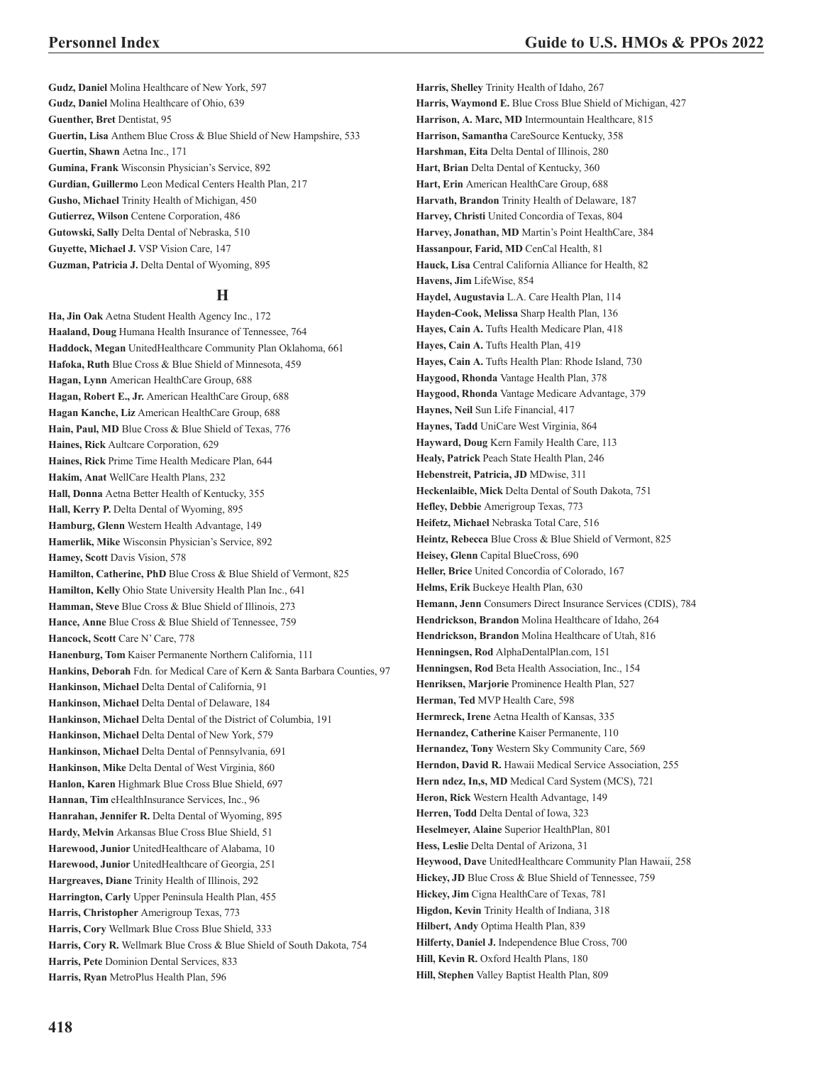**Gudz, Daniel** Molina Healthcare of New York, 597
**Gudz, Daniel** Molina Healthcare of Ohio, 639
**Guenther, Bret** Dentistat, 95
**Guertin, Lisa** Anthem Blue Cross & Blue Shield of New Hampshire, 533
**Guertin, Shawn** Aetna Inc., 171
**Gumina, Frank** Wisconsin Physician's Service, 892
**Gurdian, Guillermo** Leon Medical Centers Health Plan, 217
**Gusho, Michael** Trinity Health of Michigan, 450
**Gutierrez, Wilson** Centene Corporation, 486
**Gutowski, Sally** Delta Dental of Nebraska, 510
**Guyette, Michael J.** VSP Vision Care, 147
**Guzman, Patricia J.** Delta Dental of Wyoming, 895

## H

**Ha, Jin Oak** Aetna Student Health Agency Inc., 172
**Haaland, Doug** Humana Health Insurance of Tennessee, 764
**Haddock, Megan** UnitedHealthcare Community Plan Oklahoma, 661
**Hafoka, Ruth** Blue Cross & Blue Shield of Minnesota, 459
**Hagan, Lynn** American HealthCare Group, 688
**Hagan, Robert E., Jr.** American HealthCare Group, 688
**Hagan Kanche, Liz** American HealthCare Group, 688
**Hain, Paul, MD** Blue Cross & Blue Shield of Texas, 776
**Haines, Rick** Aultcare Corporation, 629
**Haines, Rick** Prime Time Health Medicare Plan, 644
**Hakim, Anat** WellCare Health Plans, 232
**Hall, Donna** Aetna Better Health of Kentucky, 355
**Hall, Kerry P.** Delta Dental of Wyoming, 895
**Hamburg, Glenn** Western Health Advantage, 149
**Hamerlik, Mike** Wisconsin Physician's Service, 892
**Hamey, Scott** Davis Vision, 578
**Hamilton, Catherine, PhD** Blue Cross & Blue Shield of Vermont, 825
**Hamilton, Kelly** Ohio State University Health Plan Inc., 641
**Hamman, Steve** Blue Cross & Blue Shield of Illinois, 273
**Hance, Anne** Blue Cross & Blue Shield of Tennessee, 759
**Hancock, Scott** Care N' Care, 778
**Hanenburg, Tom** Kaiser Permanente Northern California, 111
**Hankins, Deborah** Fdn. for Medical Care of Kern & Santa Barbara Counties, 97
**Hankinson, Michael** Delta Dental of California, 91
**Hankinson, Michael** Delta Dental of Delaware, 184
**Hankinson, Michael** Delta Dental of the District of Columbia, 191
**Hankinson, Michael** Delta Dental of New York, 579
**Hankinson, Michael** Delta Dental of Pennsylvania, 691
**Hankinson, Mike** Delta Dental of West Virginia, 860
**Hanlon, Karen** Highmark Blue Cross Blue Shield, 697
**Hannan, Tim** eHealthInsurance Services, Inc., 96
**Hanrahan, Jennifer R.** Delta Dental of Wyoming, 895
**Hardy, Melvin** Arkansas Blue Cross Blue Shield, 51
**Harewood, Junior** UnitedHealthcare of Alabama, 10
**Harewood, Junior** UnitedHealthcare of Georgia, 251
**Hargreaves, Diane** Trinity Health of Illinois, 292
**Harrington, Carly** Upper Peninsula Health Plan, 455
**Harris, Christopher** Amerigroup Texas, 773
**Harris, Cory** Wellmark Blue Cross Blue Shield, 333
**Harris, Cory R.** Wellmark Blue Cross & Blue Shield of South Dakota, 754
**Harris, Pete** Dominion Dental Services, 833
**Harris, Ryan** MetroPlus Health Plan, 596
**Harris, Shelley** Trinity Health of Idaho, 267
**Harris, Waymond E.** Blue Cross Blue Shield of Michigan, 427
**Harrison, A. Marc, MD** Intermountain Healthcare, 815
**Harrison, Samantha** CareSource Kentucky, 358
**Harshman, Eita** Delta Dental of Illinois, 280
**Hart, Brian** Delta Dental of Kentucky, 360
**Hart, Erin** American HealthCare Group, 688
**Harvath, Brandon** Trinity Health of Delaware, 187
**Harvey, Christi** United Concordia of Texas, 804
**Harvey, Jonathan, MD** Martin's Point HealthCare, 384
**Hassanpour, Farid, MD** CenCal Health, 81
**Hauck, Lisa** Central California Alliance for Health, 82
**Havens, Jim** LifeWise, 854
**Haydel, Augustavia** L.A. Care Health Plan, 114
**Hayden-Cook, Melissa** Sharp Health Plan, 136
**Hayes, Cain A.** Tufts Health Medicare Plan, 418
**Hayes, Cain A.** Tufts Health Plan, 419
**Hayes, Cain A.** Tufts Health Plan: Rhode Island, 730
**Haygood, Rhonda** Vantage Health Plan, 378
**Haygood, Rhonda** Vantage Medicare Advantage, 379
**Haynes, Neil** Sun Life Financial, 417
**Haynes, Tadd** UniCare West Virginia, 864
**Hayward, Doug** Kern Family Health Care, 113
**Healy, Patrick** Peach State Health Plan, 246
**Hebenstreit, Patricia, JD** MDwise, 311
**Heckenlaible, Mick** Delta Dental of South Dakota, 751
**Hefley, Debbie** Amerigroup Texas, 773
**Heifetz, Michael** Nebraska Total Care, 516
**Heintz, Rebecca** Blue Cross & Blue Shield of Vermont, 825
**Heisey, Glenn** Capital BlueCross, 690
**Heller, Brice** United Concordia of Colorado, 167
**Helms, Erik** Buckeye Health Plan, 630
**Hemann, Jenn** Consumers Direct Insurance Services (CDIS), 784
**Hendrickson, Brandon** Molina Healthcare of Idaho, 264
**Hendrickson, Brandon** Molina Healthcare of Utah, 816
**Henningsen, Rod** AlphaDentalPlan.com, 151
**Henningsen, Rod** Beta Health Association, Inc., 154
**Henriksen, Marjorie** Prominence Health Plan, 527
**Herman, Ted** MVP Health Care, 598
**Hermreck, Irene** Aetna Health of Kansas, 335
**Hernandez, Catherine** Kaiser Permanente, 110
**Hernandez, Tony** Western Sky Community Care, 569
**Herndon, David R.** Hawaii Medical Service Association, 255
**Hern ndez, In,s, MD** Medical Card System (MCS), 721
**Heron, Rick** Western Health Advantage, 149
**Herren, Todd** Delta Dental of Iowa, 323
**Heselmeyer, Alaine** Superior HealthPlan, 801
**Hess, Leslie** Delta Dental of Arizona, 31
**Heywood, Dave** UnitedHealthcare Community Plan Hawaii, 258
**Hickey, JD** Blue Cross & Blue Shield of Tennessee, 759
**Hickey, Jim** Cigna HealthCare of Texas, 781
**Higdon, Kevin** Trinity Health of Indiana, 318
**Hilbert, Andy** Optima Health Plan, 839
**Hilferty, Daniel J.** Independence Blue Cross, 700
**Hill, Kevin R.** Oxford Health Plans, 180
**Hill, Stephen** Valley Baptist Health Plan, 809